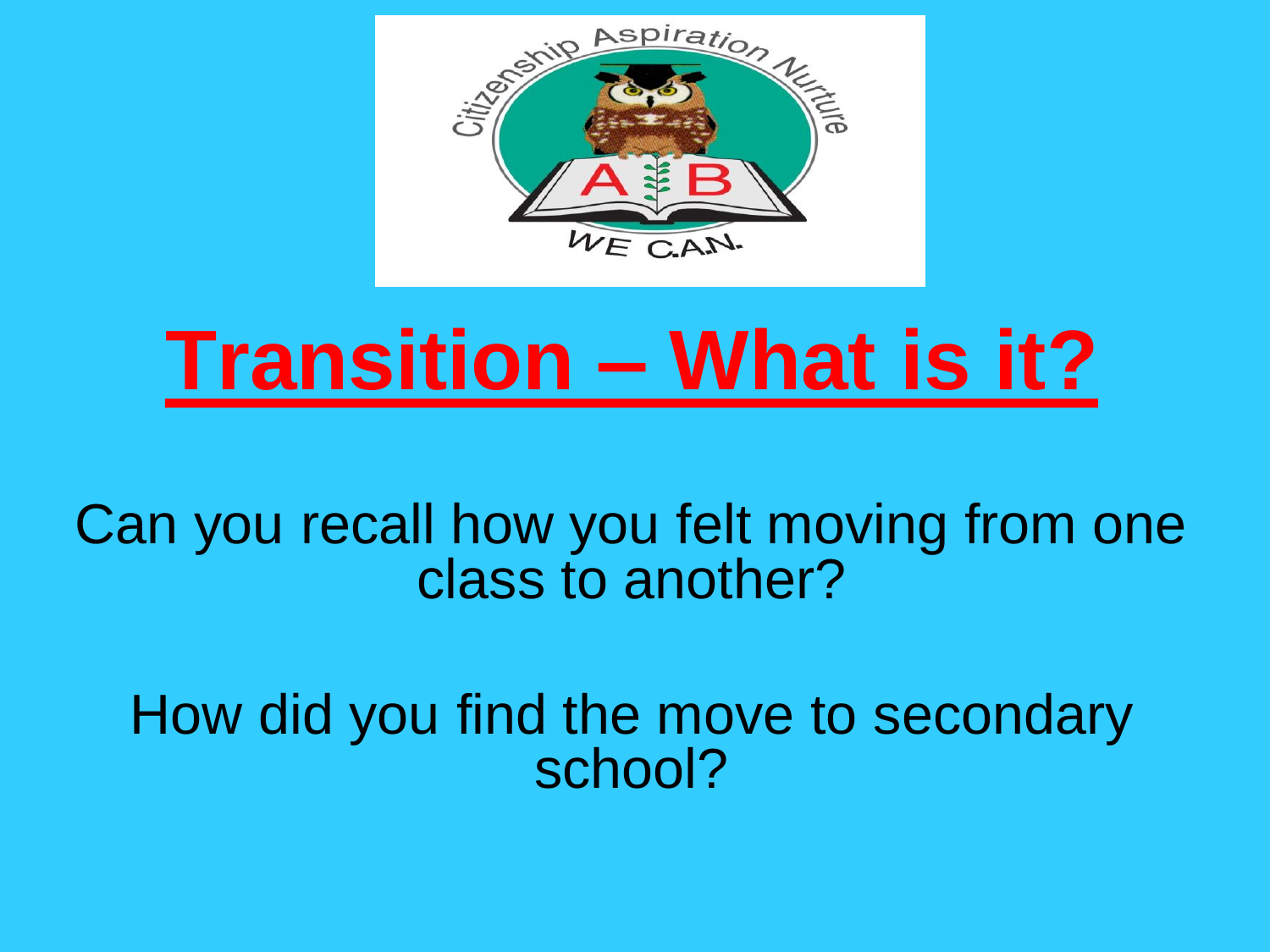# Transition – What is it?

Can you recall how you felt moving from one class to another?

How did you find the move to secondary school?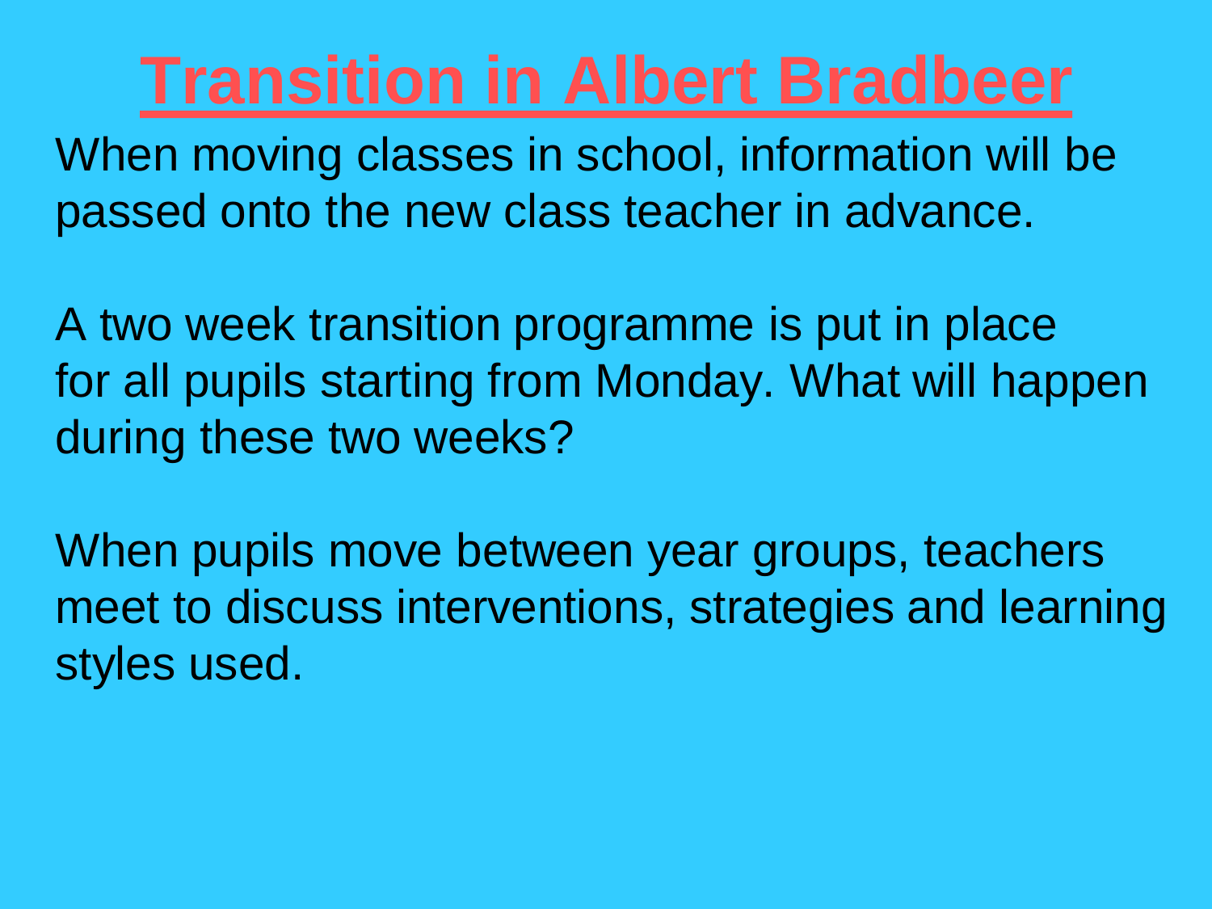# Transition in Albert Bradbeer

When moving classes in school, information will be passed onto the new class teacher in advance.

A two week transition programme is put in place for all pupils starting from Monday. What will happen during these two weeks?

When pupils move between year groups, teachers meet to discuss interventions, strategies and learning styles used.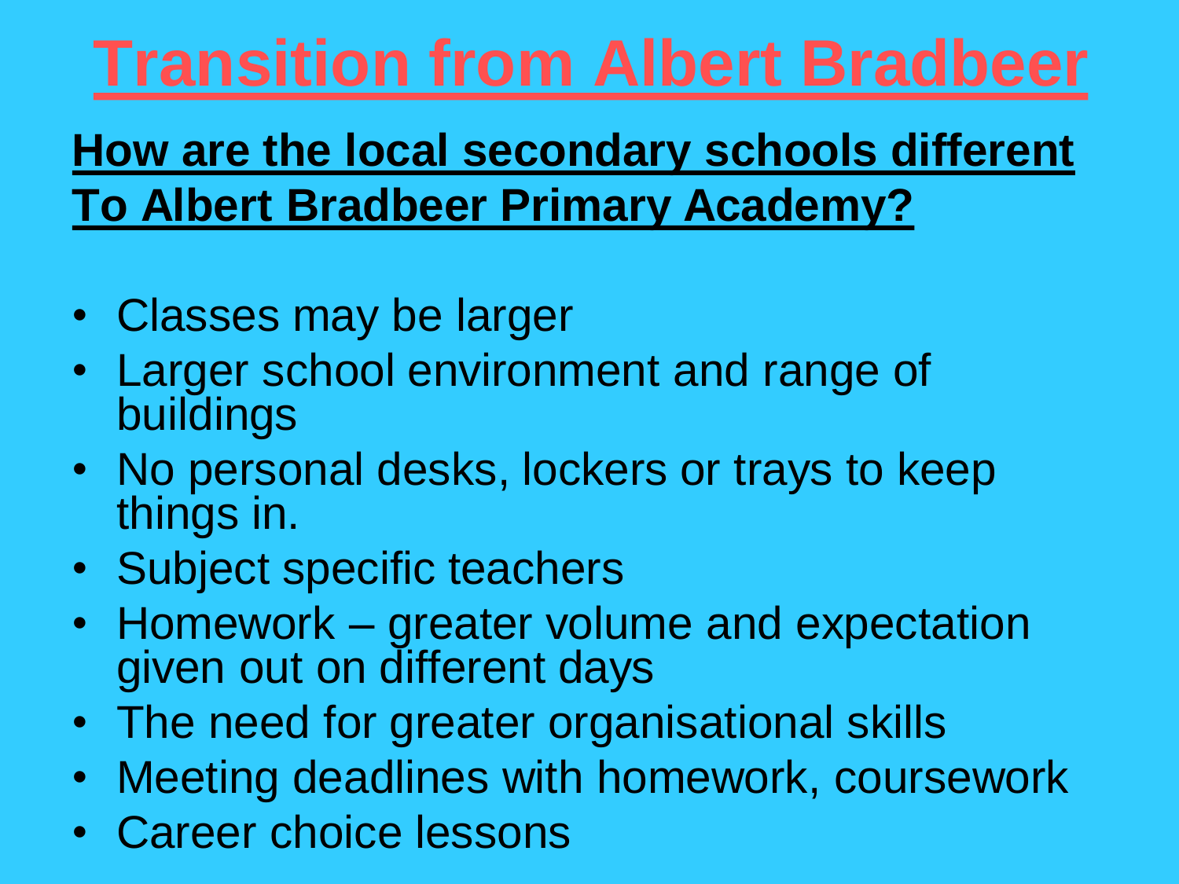# Transition from Albert Bradbeer

## How are the local secondary schools different To Albert Bradbeer Primary Academy?

- Classes may be larger
- Larger school environment and range of buildings
- No personal desks, lockers or trays to keep things in.
- Subject specific teachers
- Homework – greater volume and expectation given out on different days
- The need for greater organisational skills
- Meeting deadlines with homework, coursework
- Career choice lessons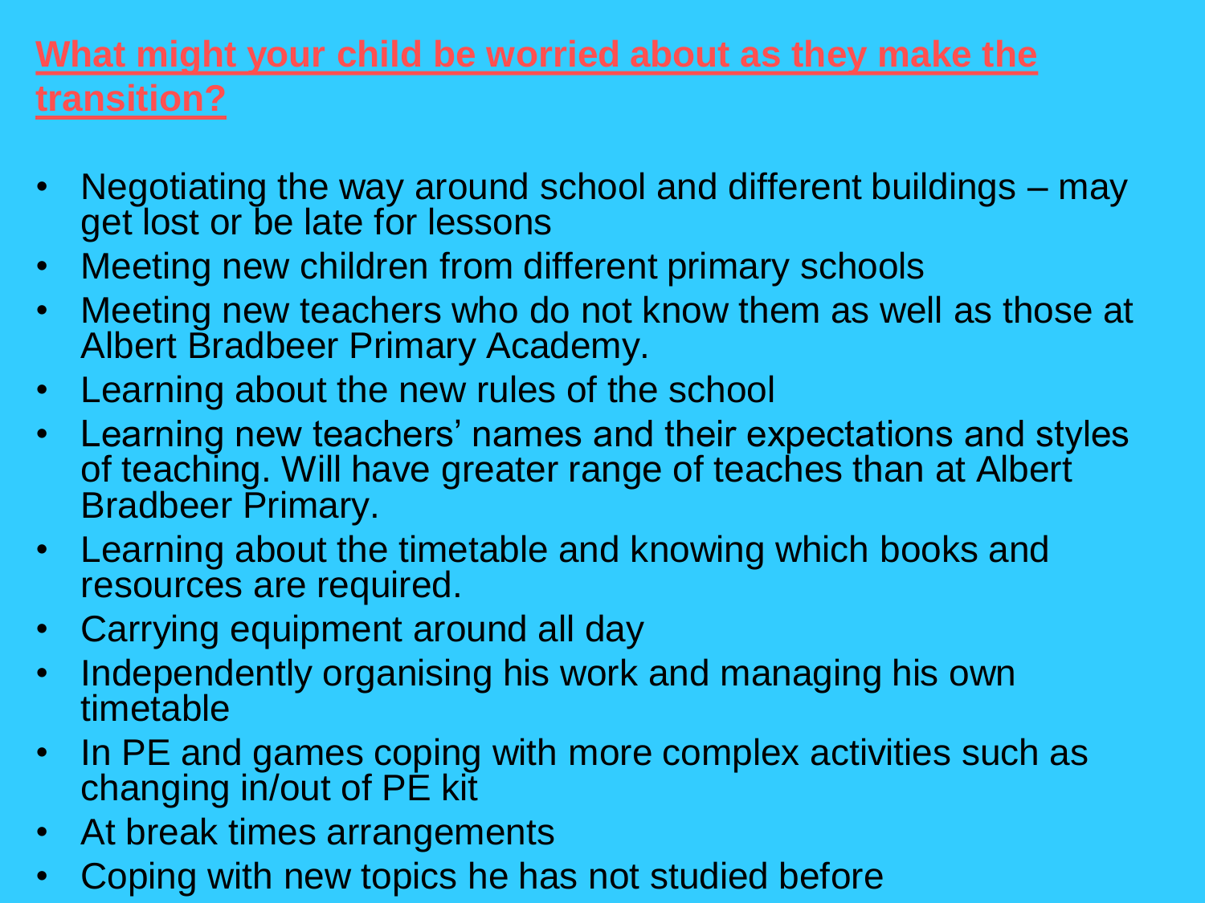## **What might your child be worried about as they make the transition?**

- Negotiating the way around school and different buildings – may get lost or be late for lessons
- Meeting new children from different primary schools
- Meeting new teachers who do not know them as well as those at Albert Bradbeer Primary Academy.
- Learning about the new rules of the school
- Learning new teachers' names and their expectations and styles of teaching. Will have greater range of teaches than at Albert Bradbeer Primary.
- Learning about the timetable and knowing which books and resources are required.
- Carrying equipment around all day
- Independently organising his work and managing his own timetable
- In PE and games coping with more complex activities such as changing in/out of PE kit
- At break times arrangements
- Coping with new topics he has not studied before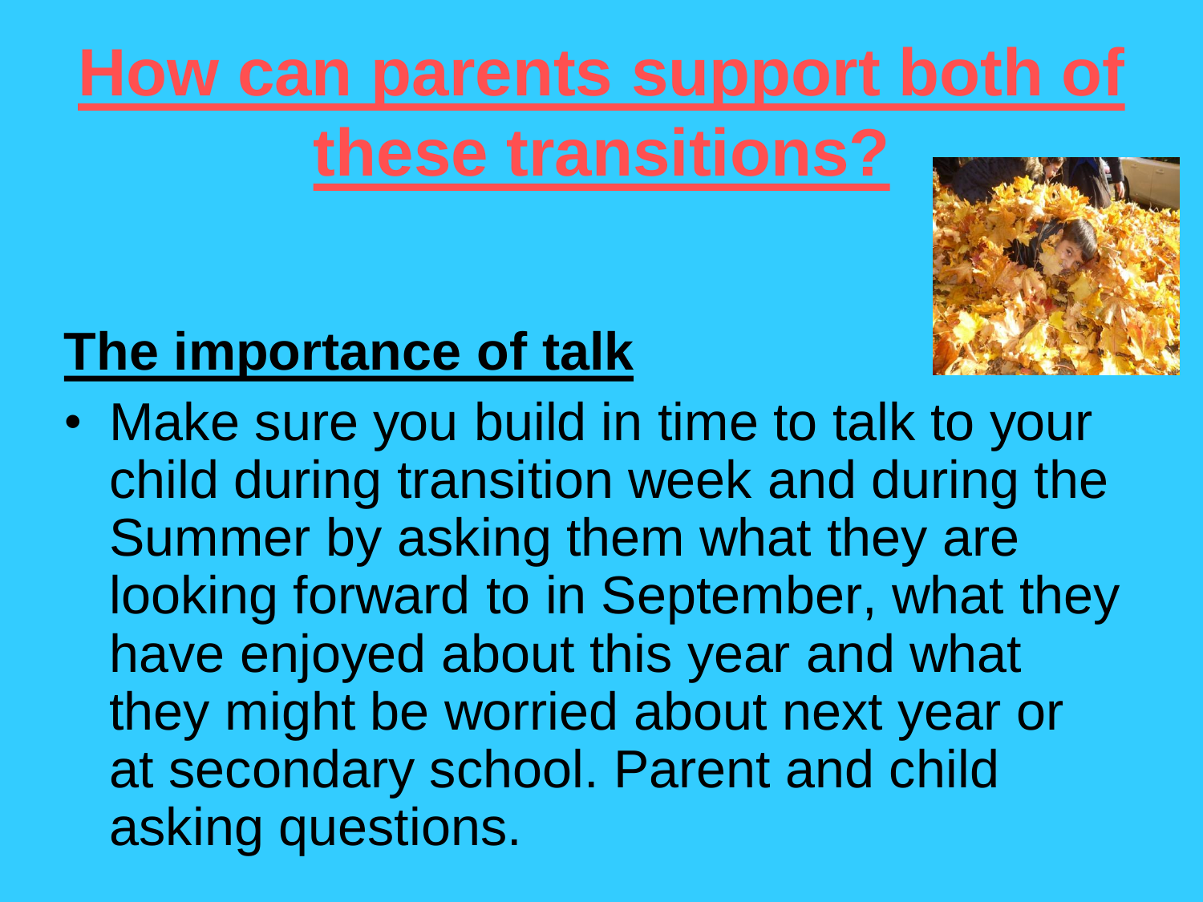# How can parents support both of these transitions?

## The importance of talk

- Make sure you build in time to talk to your child during transition week and during the Summer by asking them what they are looking forward to in September, what they have enjoyed about this year and what they might be worried about next year or at secondary school. Parent and child asking questions.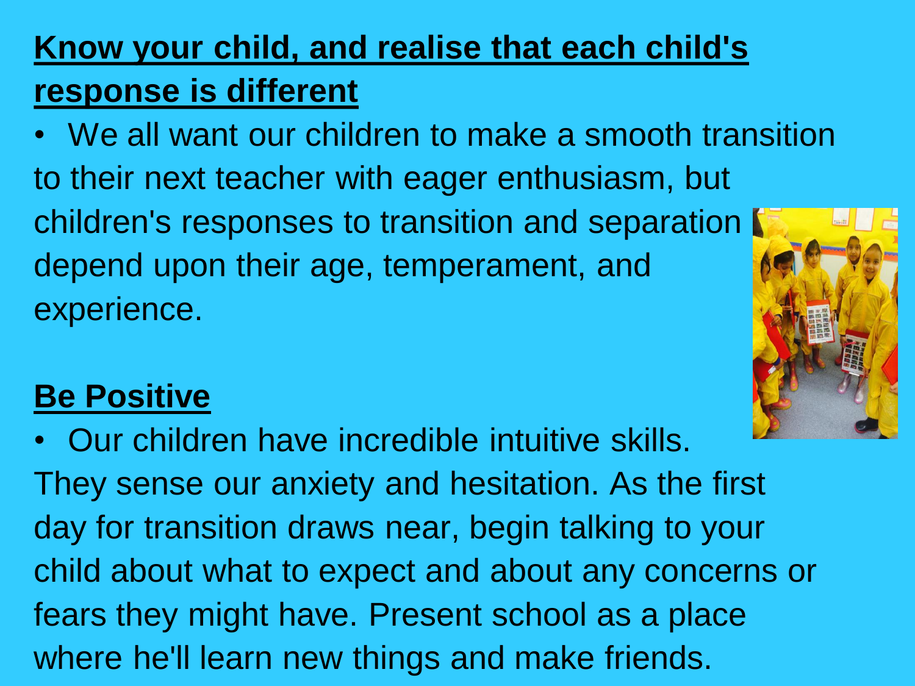## Know your child, and realise that each child's response is different

- We all want our children to make a smooth transition to their next teacher with eager enthusiasm, but children's responses to transition and separation depend upon their age, temperament, and experience.

## Be Positive

- Our children have incredible intuitive skills. They sense our anxiety and hesitation. As the first day for transition draws near, begin talking to your child about what to expect and about any concerns or fears they might have. Present school as a place where he'll learn new things and make friends.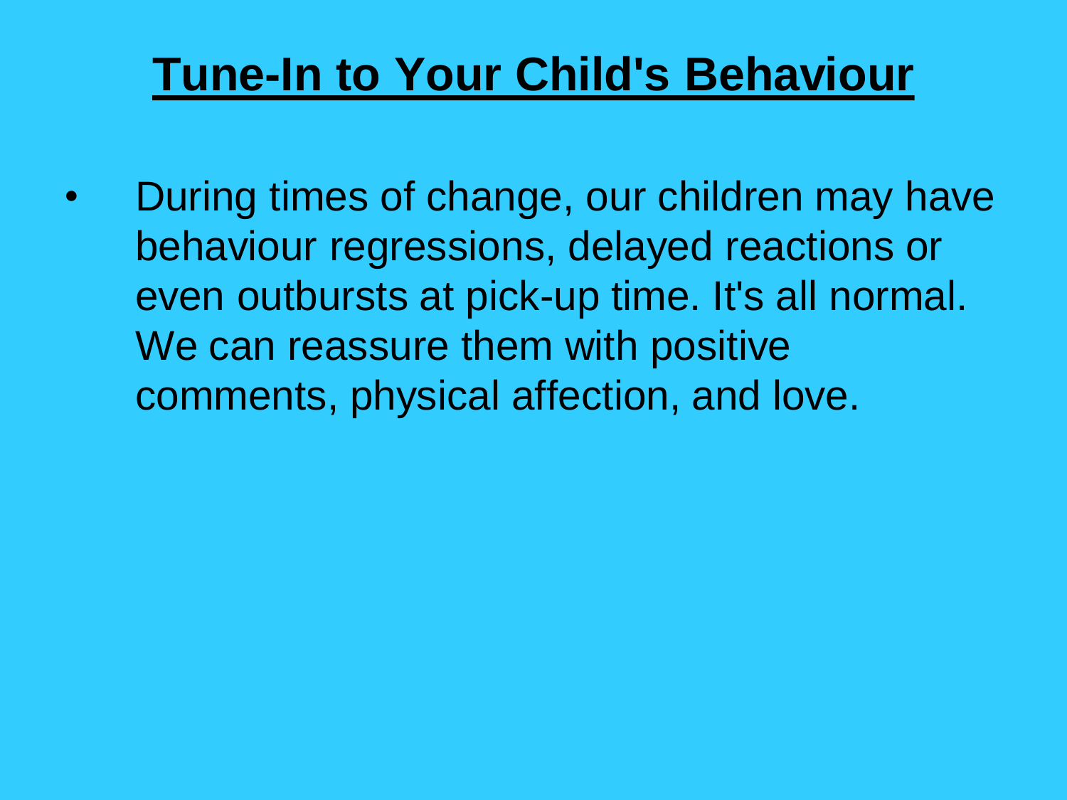# Tune-In to Your Child's Behaviour

- During times of change, our children may have behaviour regressions, delayed reactions or even outbursts at pick-up time. It's all normal. We can reassure them with positive comments, physical affection, and love.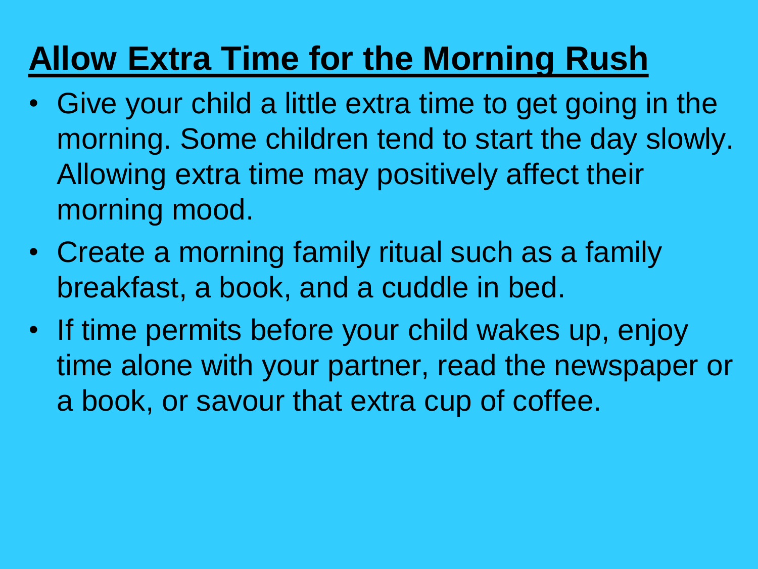# Allow Extra Time for the Morning Rush

- Give your child a little extra time to get going in the morning. Some children tend to start the day slowly. Allowing extra time may positively affect their morning mood.
- Create a morning family ritual such as a family breakfast, a book, and a cuddle in bed.
- If time permits before your child wakes up, enjoy time alone with your partner, read the newspaper or a book, or savour that extra cup of coffee.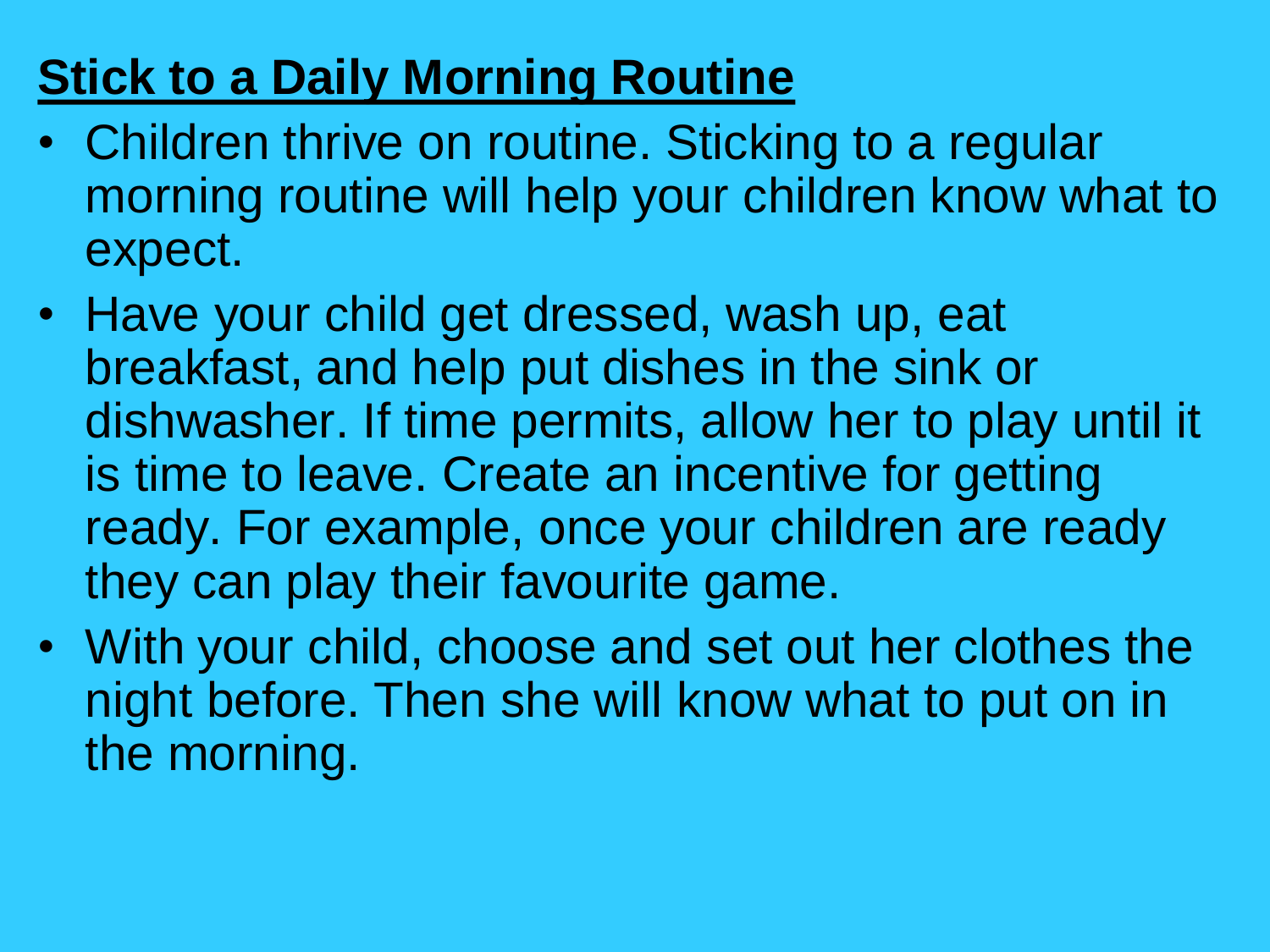## Stick to a Daily Morning Routine

- Children thrive on routine. Sticking to a regular morning routine will help your children know what to expect.
- Have your child get dressed, wash up, eat breakfast, and help put dishes in the sink or dishwasher. If time permits, allow her to play until it is time to leave. Create an incentive for getting ready. For example, once your children are ready they can play their favourite game.
- With your child, choose and set out her clothes the night before. Then she will know what to put on in the morning.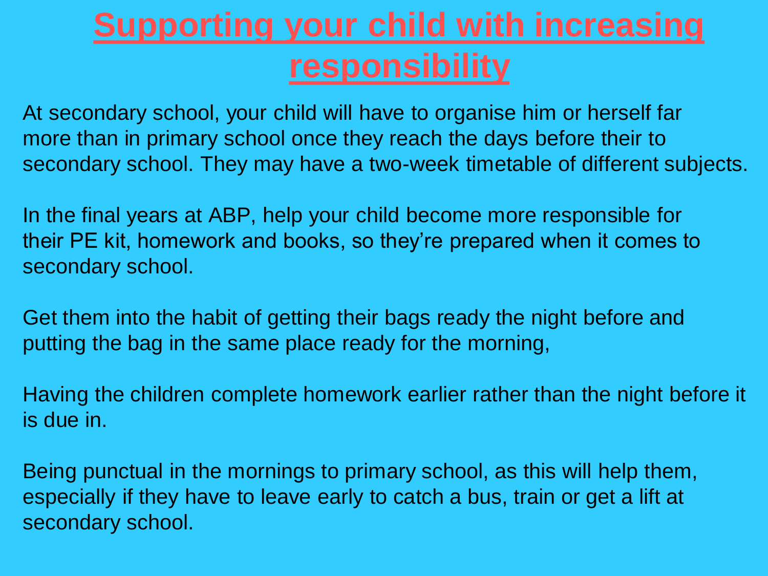# Supporting your child with increasing responsibility

At secondary school, your child will have to organise him or herself far more than in primary school once they reach the days before their to secondary school. They may have a two-week timetable of different subjects.

In the final years at ABP, help your child become more responsible for their PE kit, homework and books, so they're prepared when it comes to secondary school.

Get them into the habit of getting their bags ready the night before and putting the bag in the same place ready for the morning,

Having the children complete homework earlier rather than the night before it is due in.

Being punctual in the mornings to primary school, as this will help them, especially if they have to leave early to catch a bus, train or get a lift at secondary school.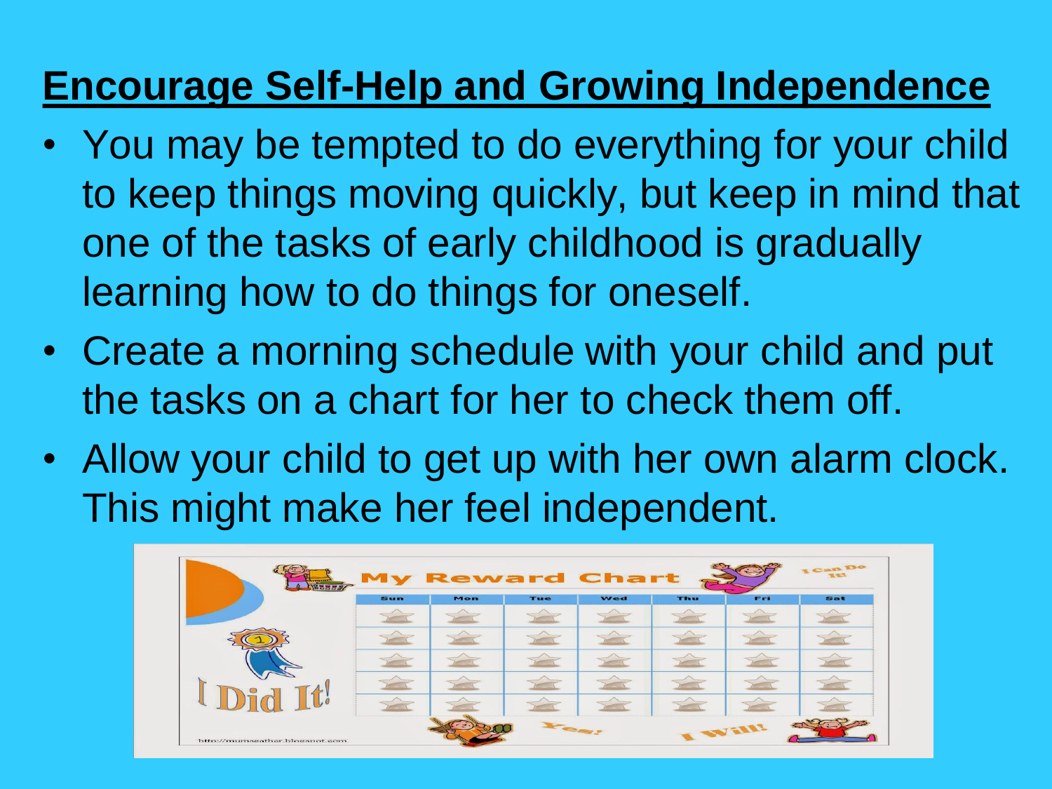## Encourage Self-Help and Growing Independence

- You may be tempted to do everything for your child to keep things moving quickly, but keep in mind that one of the tasks of early childhood is gradually learning how to do things for oneself.
- Create a morning schedule with your child and put the tasks on a chart for her to check them off.
- Allow your child to get up with her own alarm clock. This might make her feel independent.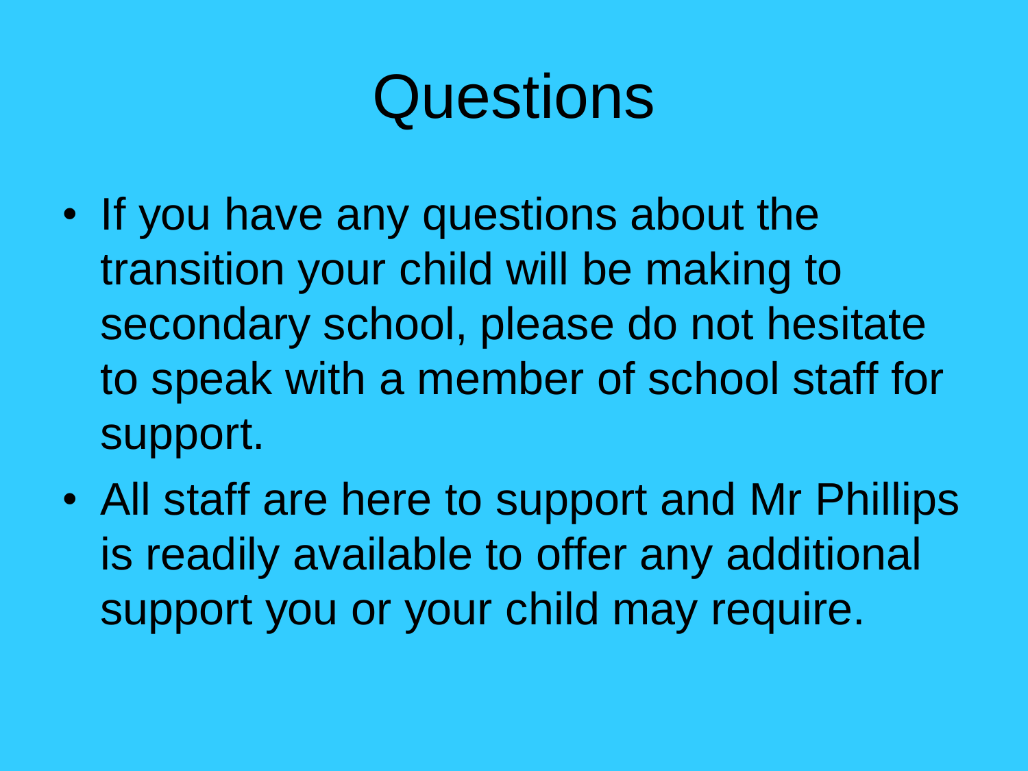# Questions

- If you have any questions about the transition your child will be making to secondary school, please do not hesitate to speak with a member of school staff for support.
- All staff are here to support and Mr Phillips is readily available to offer any additional support you or your child may require.